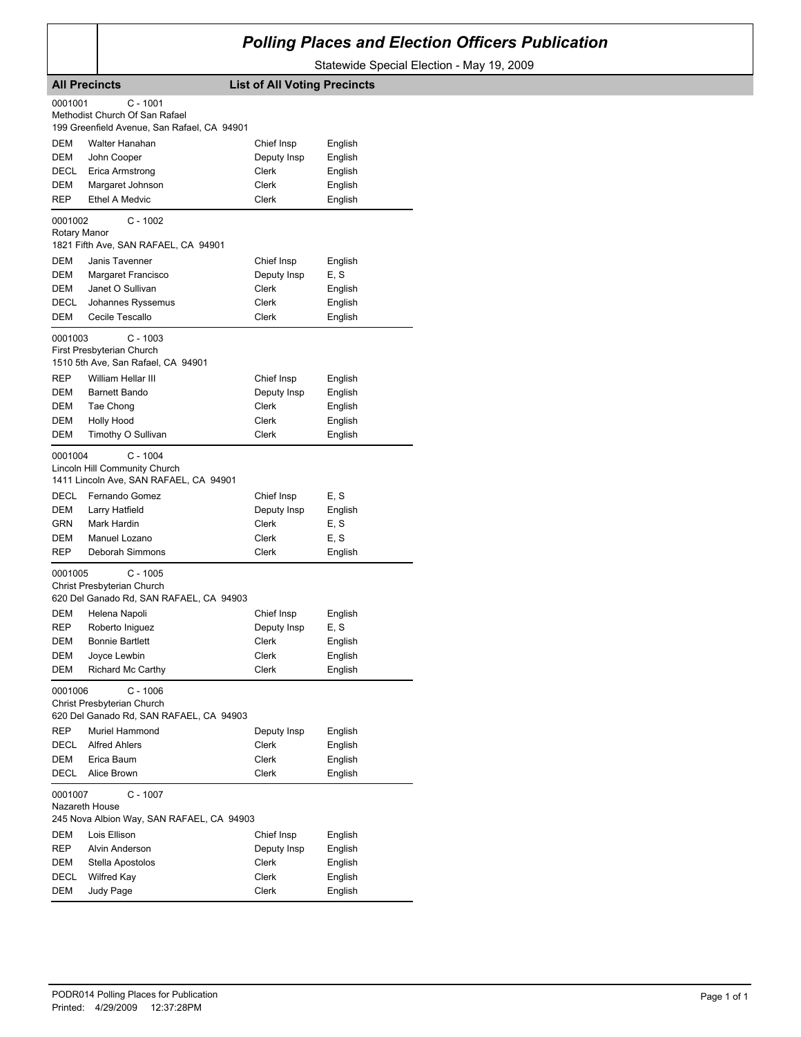# Polling Places and Election Officers Publication

Statewide Special Election - May 19, 2009

**All Precincts** **List of All Voting Precincts**

0001001 C - 1001
Methodist Church Of San Rafael
199 Greenfield Avenue, San Rafael, CA 94901

| | | | |
|---|---|---|---|
| DEM | Walter Hanahan | Chief Insp | English |
| DEM | John Cooper | Deputy Insp | English |
| DECL | Erica Armstrong | Clerk | English |
| DEM | Margaret Johnson | Clerk | English |
| REP | Ethel A Medvic | Clerk | English |

0001002 C - 1002
Rotary Manor
1821 Fifth Ave, SAN RAFAEL, CA 94901

| | | | |
|---|---|---|---|
| DEM | Janis Tavenner | Chief Insp | English |
| DEM | Margaret Francisco | Deputy Insp | E, S |
| DEM | Janet O Sullivan | Clerk | English |
| DECL | Johannes Ryssemus | Clerk | English |
| DEM | Cecile Tescallo | Clerk | English |

0001003 C - 1003
First Presbyterian Church
1510 5th Ave, San Rafael, CA 94901

| | | | |
|---|---|---|---|
| REP | William Hellar III | Chief Insp | English |
| DEM | Barnett Bando | Deputy Insp | English |
| DEM | Tae Chong | Clerk | English |
| DEM | Holly Hood | Clerk | English |
| DEM | Timothy O Sullivan | Clerk | English |

0001004 C - 1004
Lincoln Hill Community Church
1411 Lincoln Ave, SAN RAFAEL, CA 94901

| | | | |
|---|---|---|---|
| DECL | Fernando Gomez | Chief Insp | E, S |
| DEM | Larry Hatfield | Deputy Insp | English |
| GRN | Mark Hardin | Clerk | E, S |
| DEM | Manuel Lozano | Clerk | E, S |
| REP | Deborah Simmons | Clerk | English |

0001005 C - 1005
Christ Presbyterian Church
620 Del Ganado Rd, SAN RAFAEL, CA 94903

| | | | |
|---|---|---|---|
| DEM | Helena Napoli | Chief Insp | English |
| REP | Roberto Iniguez | Deputy Insp | E, S |
| DEM | Bonnie Bartlett | Clerk | English |
| DEM | Joyce Lewbin | Clerk | English |
| DEM | Richard Mc Carthy | Clerk | English |

0001006 C - 1006
Christ Presbyterian Church
620 Del Ganado Rd, SAN RAFAEL, CA 94903

| | | | |
|---|---|---|---|
| REP | Muriel Hammond | Deputy Insp | English |
| DECL | Alfred Ahlers | Clerk | English |
| DEM | Erica Baum | Clerk | English |
| DECL | Alice Brown | Clerk | English |

0001007 C - 1007
Nazareth House
245 Nova Albion Way, SAN RAFAEL, CA 94903

| | | | |
|---|---|---|---|
| DEM | Lois Ellison | Chief Insp | English |
| REP | Alvin Anderson | Deputy Insp | English |
| DEM | Stella Apostolos | Clerk | English |
| DECL | Wilfred Kay | Clerk | English |
| DEM | Judy Page | Clerk | English |

PODR014 Polling Places for Publication
Printed: 4/29/2009 12:37:28PM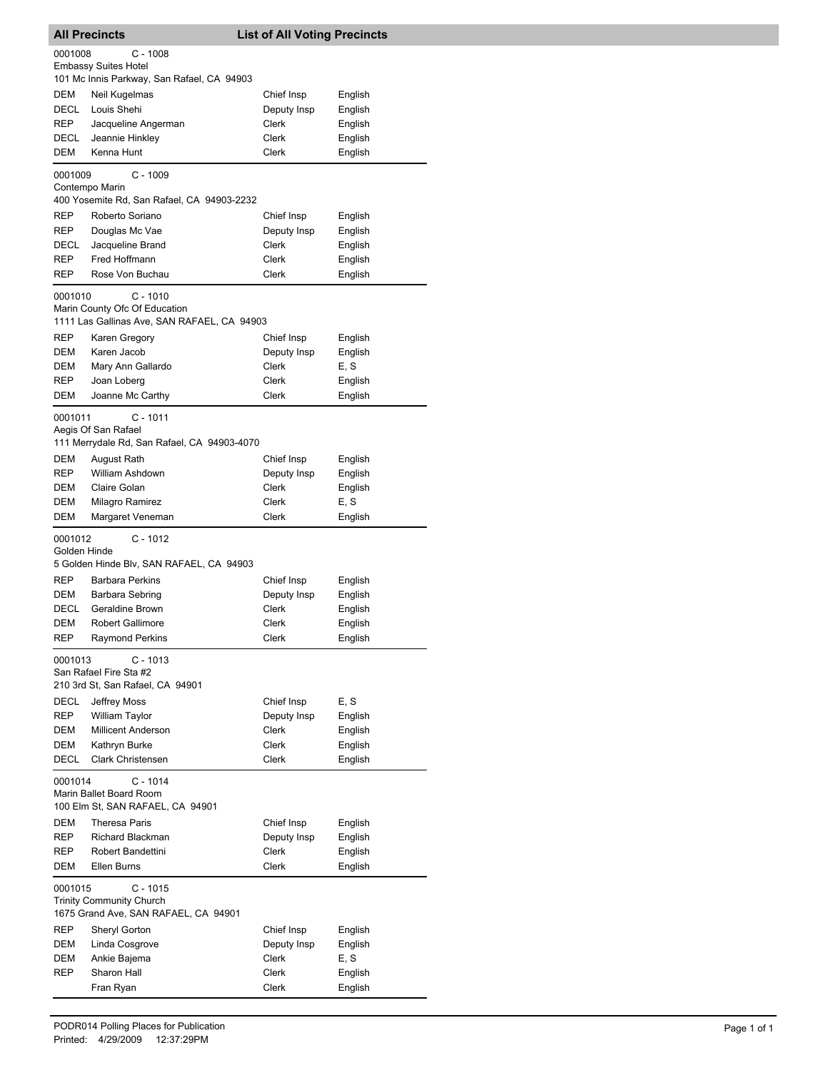# All Precincts — List of All Voting Precincts

**0001008 C - 1008**
Embassy Suites Hotel
101 Mc Innis Parkway, San Rafael, CA 94903

| Party | Name | Position | Language |
|---|---|---|---|
| DEM | Neil Kugelmas | Chief Insp | English |
| DECL | Louis Shehi | Deputy Insp | English |
| REP | Jacqueline Angerman | Clerk | English |
| DECL | Jeannie Hinkley | Clerk | English |
| DEM | Kenna Hunt | Clerk | English |

**0001009 C - 1009**
Contempo Marin
400 Yosemite Rd, San Rafael, CA 94903-2232

| Party | Name | Position | Language |
|---|---|---|---|
| REP | Roberto Soriano | Chief Insp | English |
| REP | Douglas Mc Vae | Deputy Insp | English |
| DECL | Jacqueline Brand | Clerk | English |
| REP | Fred Hoffmann | Clerk | English |
| REP | Rose Von Buchau | Clerk | English |

**0001010 C - 1010**
Marin County Ofc Of Education
1111 Las Gallinas Ave, SAN RAFAEL, CA 94903

| Party | Name | Position | Language |
|---|---|---|---|
| REP | Karen Gregory | Chief Insp | English |
| DEM | Karen Jacob | Deputy Insp | English |
| DEM | Mary Ann Gallardo | Clerk | E, S |
| REP | Joan Loberg | Clerk | English |
| DEM | Joanne Mc Carthy | Clerk | English |

**0001011 C - 1011**
Aegis Of San Rafael
111 Merrydale Rd, San Rafael, CA 94903-4070

| Party | Name | Position | Language |
|---|---|---|---|
| DEM | August Rath | Chief Insp | English |
| REP | William Ashdown | Deputy Insp | English |
| DEM | Claire Golan | Clerk | English |
| DEM | Milagro Ramirez | Clerk | E, S |
| DEM | Margaret Veneman | Clerk | English |

**0001012 C - 1012**
Golden Hinde
5 Golden Hinde Blv, SAN RAFAEL, CA 94903

| Party | Name | Position | Language |
|---|---|---|---|
| REP | Barbara Perkins | Chief Insp | English |
| DEM | Barbara Sebring | Deputy Insp | English |
| DECL | Geraldine Brown | Clerk | English |
| DEM | Robert Gallimore | Clerk | English |
| REP | Raymond Perkins | Clerk | English |

**0001013 C - 1013**
San Rafael Fire Sta #2
210 3rd St, San Rafael, CA 94901

| Party | Name | Position | Language |
|---|---|---|---|
| DECL | Jeffrey Moss | Chief Insp | E, S |
| REP | William Taylor | Deputy Insp | English |
| DEM | Millicent Anderson | Clerk | English |
| DEM | Kathryn Burke | Clerk | English |
| DECL | Clark Christensen | Clerk | English |

**0001014 C - 1014**
Marin Ballet Board Room
100 Elm St, SAN RAFAEL, CA 94901

| Party | Name | Position | Language |
|---|---|---|---|
| DEM | Theresa Paris | Chief Insp | English |
| REP | Richard Blackman | Deputy Insp | English |
| REP | Robert Bandettini | Clerk | English |
| DEM | Ellen Burns | Clerk | English |

**0001015 C - 1015**
Trinity Community Church
1675 Grand Ave, SAN RAFAEL, CA 94901

| Party | Name | Position | Language |
|---|---|---|---|
| REP | Sheryl Gorton | Chief Insp | English |
| DEM | Linda Cosgrove | Deputy Insp | English |
| DEM | Ankie Bajema | Clerk | E, S |
| REP | Sharon Hall | Clerk | English |
| | Fran Ryan | Clerk | English |

PODR014 Polling Places for Publication
Printed: 4/29/2009 12:37:29PM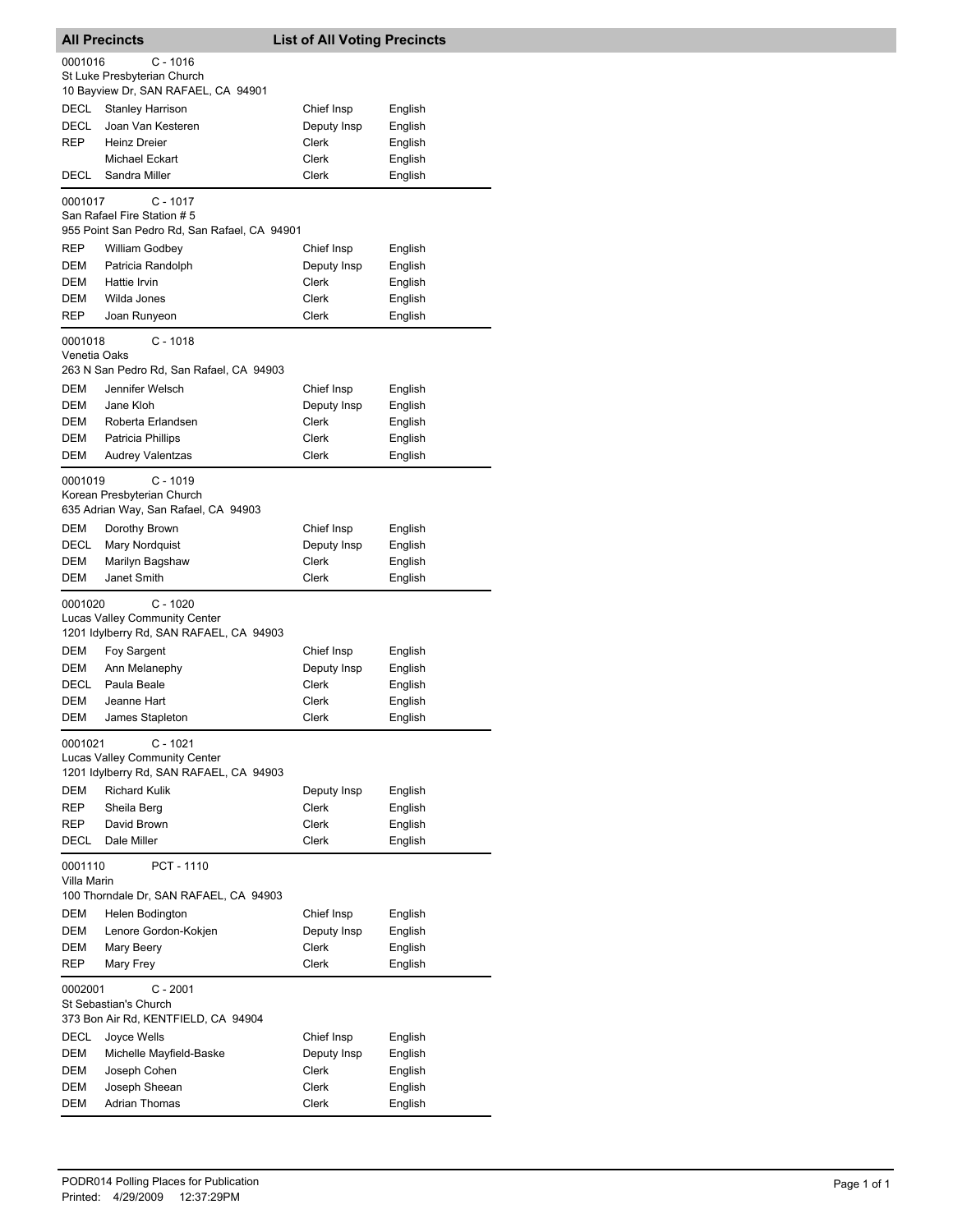## All Precincts — List of All Voting Precincts

**0001016** C - 1016
St Luke Presbyterian Church
10 Bayview Dr, SAN RAFAEL, CA 94901

| Party | Name | Position | Language |
|---|---|---|---|
| DECL | Stanley Harrison | Chief Insp | English |
| DECL | Joan Van Kesteren | Deputy Insp | English |
| REP | Heinz Dreier | Clerk | English |
| | Michael Eckart | Clerk | English |
| DECL | Sandra Miller | Clerk | English |

**0001017** C - 1017
San Rafael Fire Station # 5
955 Point San Pedro Rd, San Rafael, CA 94901

| Party | Name | Position | Language |
|---|---|---|---|
| REP | William Godbey | Chief Insp | English |
| DEM | Patricia Randolph | Deputy Insp | English |
| DEM | Hattie Irvin | Clerk | English |
| DEM | Wilda Jones | Clerk | English |
| REP | Joan Runyeon | Clerk | English |

**0001018** C - 1018
Venetia Oaks
263 N San Pedro Rd, San Rafael, CA 94903

| Party | Name | Position | Language |
|---|---|---|---|
| DEM | Jennifer Welsch | Chief Insp | English |
| DEM | Jane Kloh | Deputy Insp | English |
| DEM | Roberta Erlandsen | Clerk | English |
| DEM | Patricia Phillips | Clerk | English |
| DEM | Audrey Valentzas | Clerk | English |

**0001019** C - 1019
Korean Presbyterian Church
635 Adrian Way, San Rafael, CA 94903

| Party | Name | Position | Language |
|---|---|---|---|
| DEM | Dorothy Brown | Chief Insp | English |
| DECL | Mary Nordquist | Deputy Insp | English |
| DEM | Marilyn Bagshaw | Clerk | English |
| DEM | Janet Smith | Clerk | English |

**0001020** C - 1020
Lucas Valley Community Center
1201 Idylberry Rd, SAN RAFAEL, CA 94903

| Party | Name | Position | Language |
|---|---|---|---|
| DEM | Foy Sargent | Chief Insp | English |
| DEM | Ann Melanephy | Deputy Insp | English |
| DECL | Paula Beale | Clerk | English |
| DEM | Jeanne Hart | Clerk | English |
| DEM | James Stapleton | Clerk | English |

**0001021** C - 1021
Lucas Valley Community Center
1201 Idylberry Rd, SAN RAFAEL, CA 94903

| Party | Name | Position | Language |
|---|---|---|---|
| DEM | Richard Kulik | Deputy Insp | English |
| REP | Sheila Berg | Clerk | English |
| REP | David Brown | Clerk | English |
| DECL | Dale Miller | Clerk | English |

**0001110** PCT - 1110
Villa Marin
100 Thorndale Dr, SAN RAFAEL, CA 94903

| Party | Name | Position | Language |
|---|---|---|---|
| DEM | Helen Bodington | Chief Insp | English |
| DEM | Lenore Gordon-Kokjen | Deputy Insp | English |
| DEM | Mary Beery | Clerk | English |
| REP | Mary Frey | Clerk | English |

**0002001** C - 2001
St Sebastian's Church
373 Bon Air Rd, KENTFIELD, CA 94904

| Party | Name | Position | Language |
|---|---|---|---|
| DECL | Joyce Wells | Chief Insp | English |
| DEM | Michelle Mayfield-Baske | Deputy Insp | English |
| DEM | Joseph Cohen | Clerk | English |
| DEM | Joseph Sheean | Clerk | English |
| DEM | Adrian Thomas | Clerk | English |

PODR014 Polling Places for Publication
Printed: 4/29/2009 12:37:29PM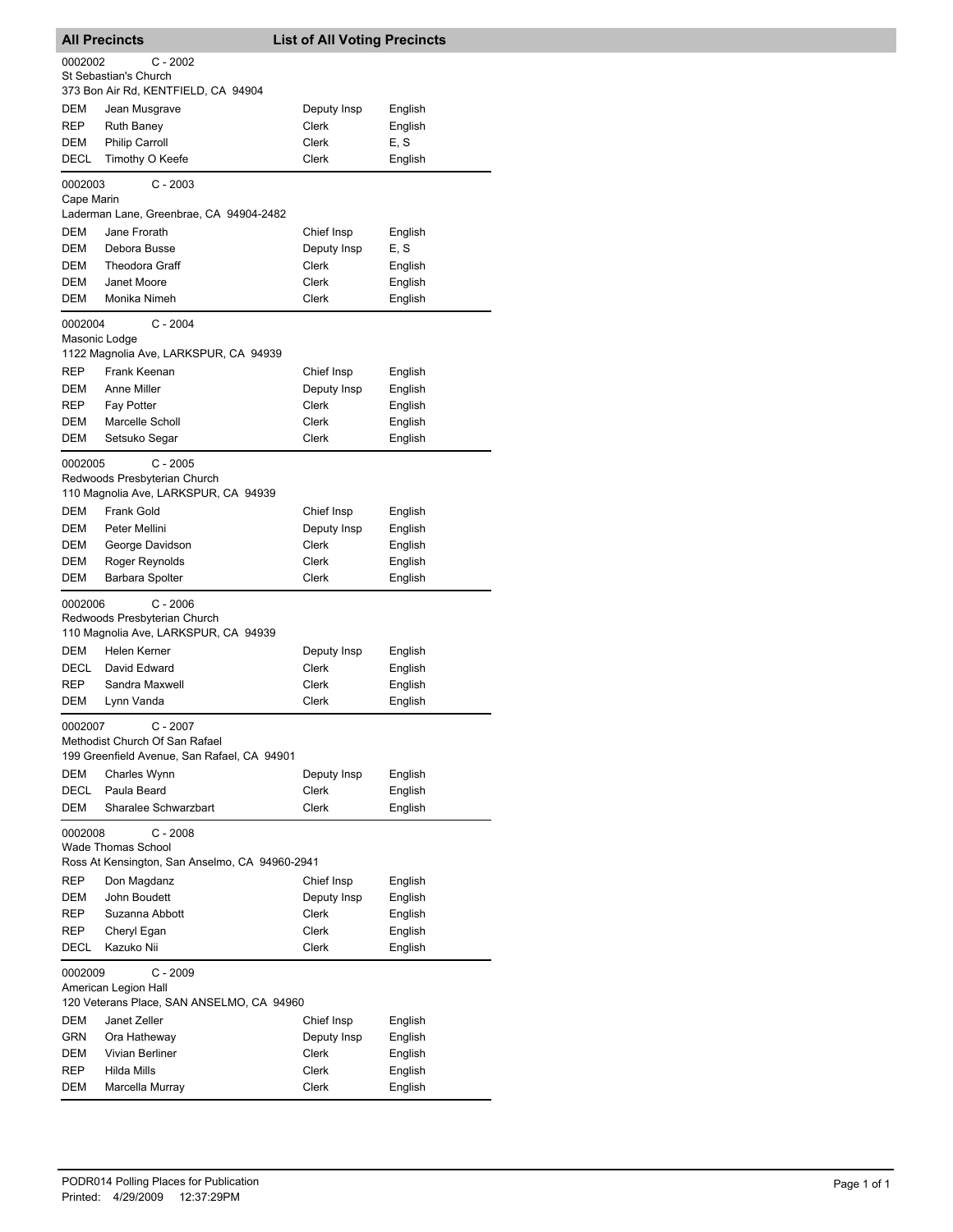## All Precincts — List of All Voting Precincts

**0002002** C - 2002
St Sebastian's Church
373 Bon Air Rd, KENTFIELD, CA 94904

| | | | |
|---|---|---|---|
| DEM | Jean Musgrave | Deputy Insp | English |
| REP | Ruth Baney | Clerk | English |
| DEM | Philip Carroll | Clerk | E, S |
| DECL | Timothy O Keefe | Clerk | English |

**0002003** C - 2003
Cape Marin
Laderman Lane, Greenbrae, CA 94904-2482

| | | | |
|---|---|---|---|
| DEM | Jane Frorath | Chief Insp | English |
| DEM | Debora Busse | Deputy Insp | E, S |
| DEM | Theodora Graff | Clerk | English |
| DEM | Janet Moore | Clerk | English |
| DEM | Monika Nimeh | Clerk | English |

**0002004** C - 2004
Masonic Lodge
1122 Magnolia Ave, LARKSPUR, CA 94939

| | | | |
|---|---|---|---|
| REP | Frank Keenan | Chief Insp | English |
| DEM | Anne Miller | Deputy Insp | English |
| REP | Fay Potter | Clerk | English |
| DEM | Marcelle Scholl | Clerk | English |
| DEM | Setsuko Segar | Clerk | English |

**0002005** C - 2005
Redwoods Presbyterian Church
110 Magnolia Ave, LARKSPUR, CA 94939

| | | | |
|---|---|---|---|
| DEM | Frank Gold | Chief Insp | English |
| DEM | Peter Mellini | Deputy Insp | English |
| DEM | George Davidson | Clerk | English |
| DEM | Roger Reynolds | Clerk | English |
| DEM | Barbara Spolter | Clerk | English |

**0002006** C - 2006
Redwoods Presbyterian Church
110 Magnolia Ave, LARKSPUR, CA 94939

| | | | |
|---|---|---|---|
| DEM | Helen Kerner | Deputy Insp | English |
| DECL | David Edward | Clerk | English |
| REP | Sandra Maxwell | Clerk | English |
| DEM | Lynn Vanda | Clerk | English |

**0002007** C - 2007
Methodist Church Of San Rafael
199 Greenfield Avenue, San Rafael, CA 94901

| | | | |
|---|---|---|---|
| DEM | Charles Wynn | Deputy Insp | English |
| DECL | Paula Beard | Clerk | English |
| DEM | Sharalee Schwarzbart | Clerk | English |

**0002008** C - 2008
Wade Thomas School
Ross At Kensington, San Anselmo, CA 94960-2941

| | | | |
|---|---|---|---|
| REP | Don Magdanz | Chief Insp | English |
| DEM | John Boudett | Deputy Insp | English |
| REP | Suzanna Abbott | Clerk | English |
| REP | Cheryl Egan | Clerk | English |
| DECL | Kazuko Nii | Clerk | English |

**0002009** C - 2009
American Legion Hall
120 Veterans Place, SAN ANSELMO, CA 94960

| | | | |
|---|---|---|---|
| DEM | Janet Zeller | Chief Insp | English |
| GRN | Ora Hatheway | Deputy Insp | English |
| DEM | Vivian Berliner | Clerk | English |
| REP | Hilda Mills | Clerk | English |
| DEM | Marcella Murray | Clerk | English |

PODR014 Polling Places for Publication
Printed: 4/29/2009 12:37:29PM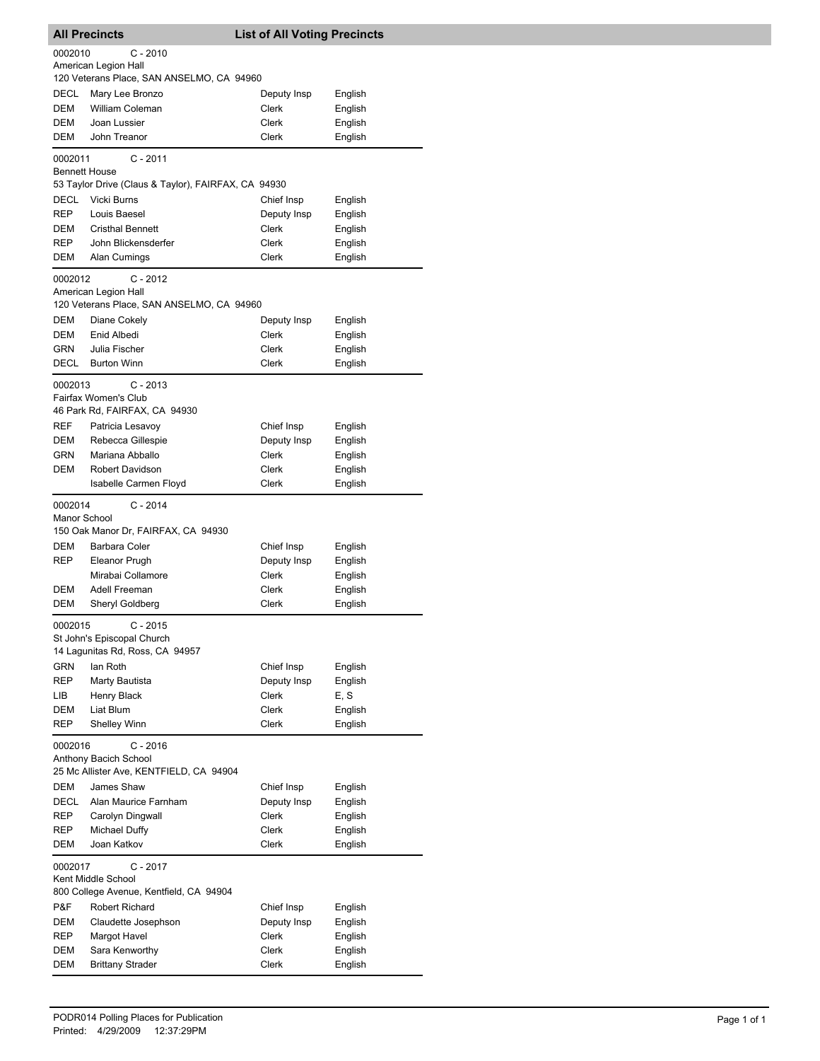## All Precincts — List of All Voting Precincts

**0002010 — C - 2010**
American Legion Hall
120 Veterans Place, SAN ANSELMO, CA 94960

| Party | Name | Position | Language |
|---|---|---|---|
| DECL | Mary Lee Bronzo | Deputy Insp | English |
| DEM | William Coleman | Clerk | English |
| DEM | Joan Lussier | Clerk | English |
| DEM | John Treanor | Clerk | English |

**0002011 — C - 2011**
Bennett House
53 Taylor Drive (Claus & Taylor), FAIRFAX, CA 94930

| Party | Name | Position | Language |
|---|---|---|---|
| DECL | Vicki Burns | Chief Insp | English |
| REP | Louis Baesel | Deputy Insp | English |
| DEM | Cristhal Bennett | Clerk | English |
| REP | John Blickensderfer | Clerk | English |
| DEM | Alan Cumings | Clerk | English |

**0002012 — C - 2012**
American Legion Hall
120 Veterans Place, SAN ANSELMO, CA 94960

| Party | Name | Position | Language |
|---|---|---|---|
| DEM | Diane Cokely | Deputy Insp | English |
| DEM | Enid Albedi | Clerk | English |
| GRN | Julia Fischer | Clerk | English |
| DECL | Burton Winn | Clerk | English |

**0002013 — C - 2013**
Fairfax Women's Club
46 Park Rd, FAIRFAX, CA 94930

| Party | Name | Position | Language |
|---|---|---|---|
| REF | Patricia Lesavoy | Chief Insp | English |
| DEM | Rebecca Gillespie | Deputy Insp | English |
| GRN | Mariana Abballo | Clerk | English |
| DEM | Robert Davidson | Clerk | English |
| | Isabelle Carmen Floyd | Clerk | English |

**0002014 — C - 2014**
Manor School
150 Oak Manor Dr, FAIRFAX, CA 94930

| Party | Name | Position | Language |
|---|---|---|---|
| DEM | Barbara Coler | Chief Insp | English |
| REP | Eleanor Prugh | Deputy Insp | English |
| | Mirabai Collamore | Clerk | English |
| DEM | Adell Freeman | Clerk | English |
| DEM | Sheryl Goldberg | Clerk | English |

**0002015 — C - 2015**
St John's Episcopal Church
14 Lagunitas Rd, Ross, CA 94957

| Party | Name | Position | Language |
|---|---|---|---|
| GRN | Ian Roth | Chief Insp | English |
| REP | Marty Bautista | Deputy Insp | English |
| LIB | Henry Black | Clerk | E, S |
| DEM | Liat Blum | Clerk | English |
| REP | Shelley Winn | Clerk | English |

**0002016 — C - 2016**
Anthony Bacich School
25 Mc Allister Ave, KENTFIELD, CA 94904

| Party | Name | Position | Language |
|---|---|---|---|
| DEM | James Shaw | Chief Insp | English |
| DECL | Alan Maurice Farnham | Deputy Insp | English |
| REP | Carolyn Dingwall | Clerk | English |
| REP | Michael Duffy | Clerk | English |
| DEM | Joan Katkov | Clerk | English |

**0002017 — C - 2017**
Kent Middle School
800 College Avenue, Kentfield, CA 94904

| Party | Name | Position | Language |
|---|---|---|---|
| P&F | Robert Richard | Chief Insp | English |
| DEM | Claudette Josephson | Deputy Insp | English |
| REP | Margot Havel | Clerk | English |
| DEM | Sara Kenworthy | Clerk | English |
| DEM | Brittany Strader | Clerk | English |

PODR014 Polling Places for Publication
Printed: 4/29/2009 12:37:29PM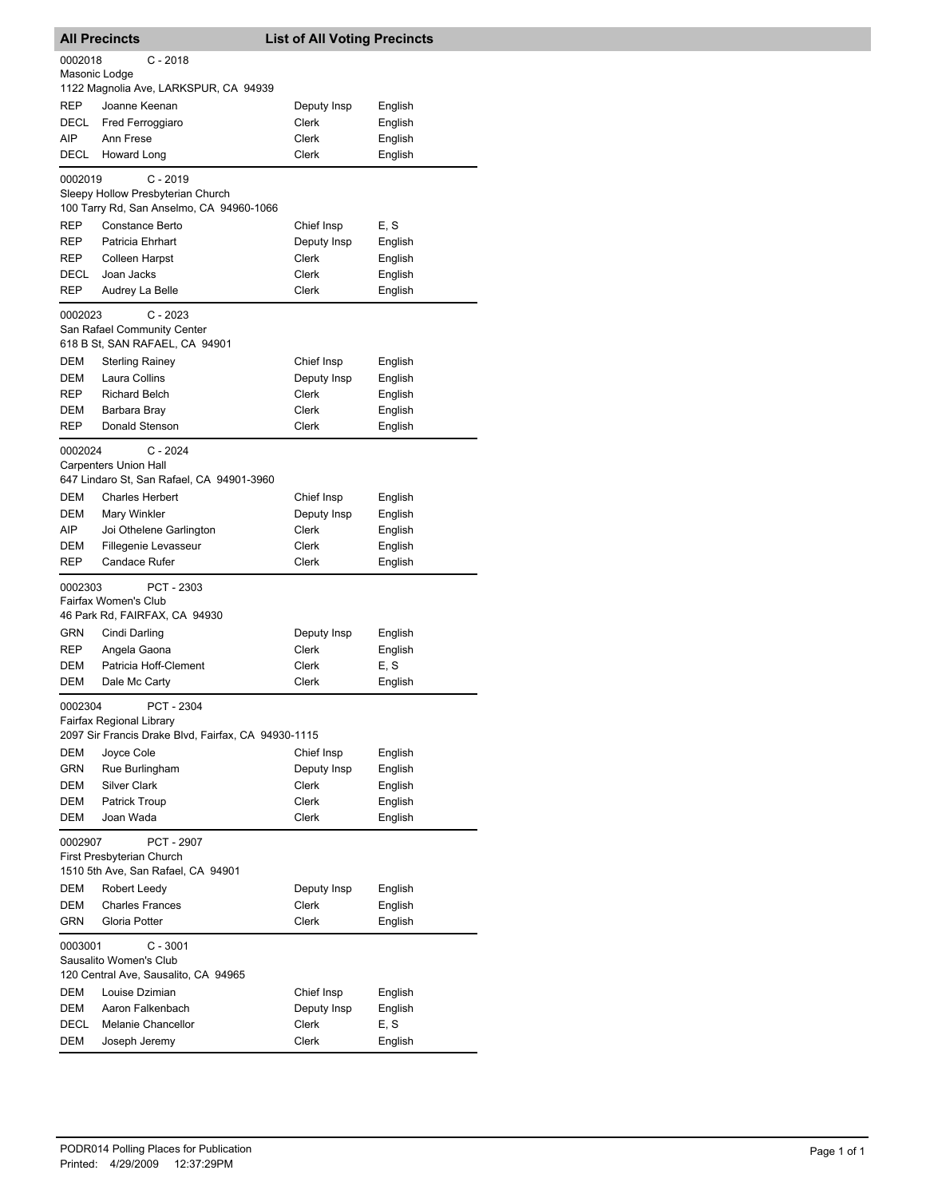## All Precincts — List of All Voting Precincts

**0002018** C - 2018
Masonic Lodge
1122 Magnolia Ave, LARKSPUR, CA 94939

| | | | |
|---|---|---|---|
| REP | Joanne Keenan | Deputy Insp | English |
| DECL | Fred Ferroggiaro | Clerk | English |
| AIP | Ann Frese | Clerk | English |
| DECL | Howard Long | Clerk | English |

**0002019** C - 2019
Sleepy Hollow Presbyterian Church
100 Tarry Rd, San Anselmo, CA 94960-1066

| | | | |
|---|---|---|---|
| REP | Constance Berto | Chief Insp | E, S |
| REP | Patricia Ehrhart | Deputy Insp | English |
| REP | Colleen Harpst | Clerk | English |
| DECL | Joan Jacks | Clerk | English |
| REP | Audrey La Belle | Clerk | English |

**0002023** C - 2023
San Rafael Community Center
618 B St, SAN RAFAEL, CA 94901

| | | | |
|---|---|---|---|
| DEM | Sterling Rainey | Chief Insp | English |
| DEM | Laura Collins | Deputy Insp | English |
| REP | Richard Belch | Clerk | English |
| DEM | Barbara Bray | Clerk | English |
| REP | Donald Stenson | Clerk | English |

**0002024** C - 2024
Carpenters Union Hall
647 Lindaro St, San Rafael, CA 94901-3960

| | | | |
|---|---|---|---|
| DEM | Charles Herbert | Chief Insp | English |
| DEM | Mary Winkler | Deputy Insp | English |
| AIP | Joi Othelene Garlington | Clerk | English |
| DEM | Fillegenie Levasseur | Clerk | English |
| REP | Candace Rufer | Clerk | English |

**0002303** PCT - 2303
Fairfax Women's Club
46 Park Rd, FAIRFAX, CA 94930

| | | | |
|---|---|---|---|
| GRN | Cindi Darling | Deputy Insp | English |
| REP | Angela Gaona | Clerk | English |
| DEM | Patricia Hoff-Clement | Clerk | E, S |
| DEM | Dale Mc Carty | Clerk | English |

**0002304** PCT - 2304
Fairfax Regional Library
2097 Sir Francis Drake Blvd, Fairfax, CA 94930-1115

| | | | |
|---|---|---|---|
| DEM | Joyce Cole | Chief Insp | English |
| GRN | Rue Burlingham | Deputy Insp | English |
| DEM | Silver Clark | Clerk | English |
| DEM | Patrick Troup | Clerk | English |
| DEM | Joan Wada | Clerk | English |

**0002907** PCT - 2907
First Presbyterian Church
1510 5th Ave, San Rafael, CA 94901

| | | | |
|---|---|---|---|
| DEM | Robert Leedy | Deputy Insp | English |
| DEM | Charles Frances | Clerk | English |
| GRN | Gloria Potter | Clerk | English |

**0003001** C - 3001
Sausalito Women's Club
120 Central Ave, Sausalito, CA 94965

| | | | |
|---|---|---|---|
| DEM | Louise Dzimian | Chief Insp | English |
| DEM | Aaron Falkenbach | Deputy Insp | English |
| DECL | Melanie Chancellor | Clerk | E, S |
| DEM | Joseph Jeremy | Clerk | English |

PODR014 Polling Places for Publication
Printed: 4/29/2009 12:37:29PM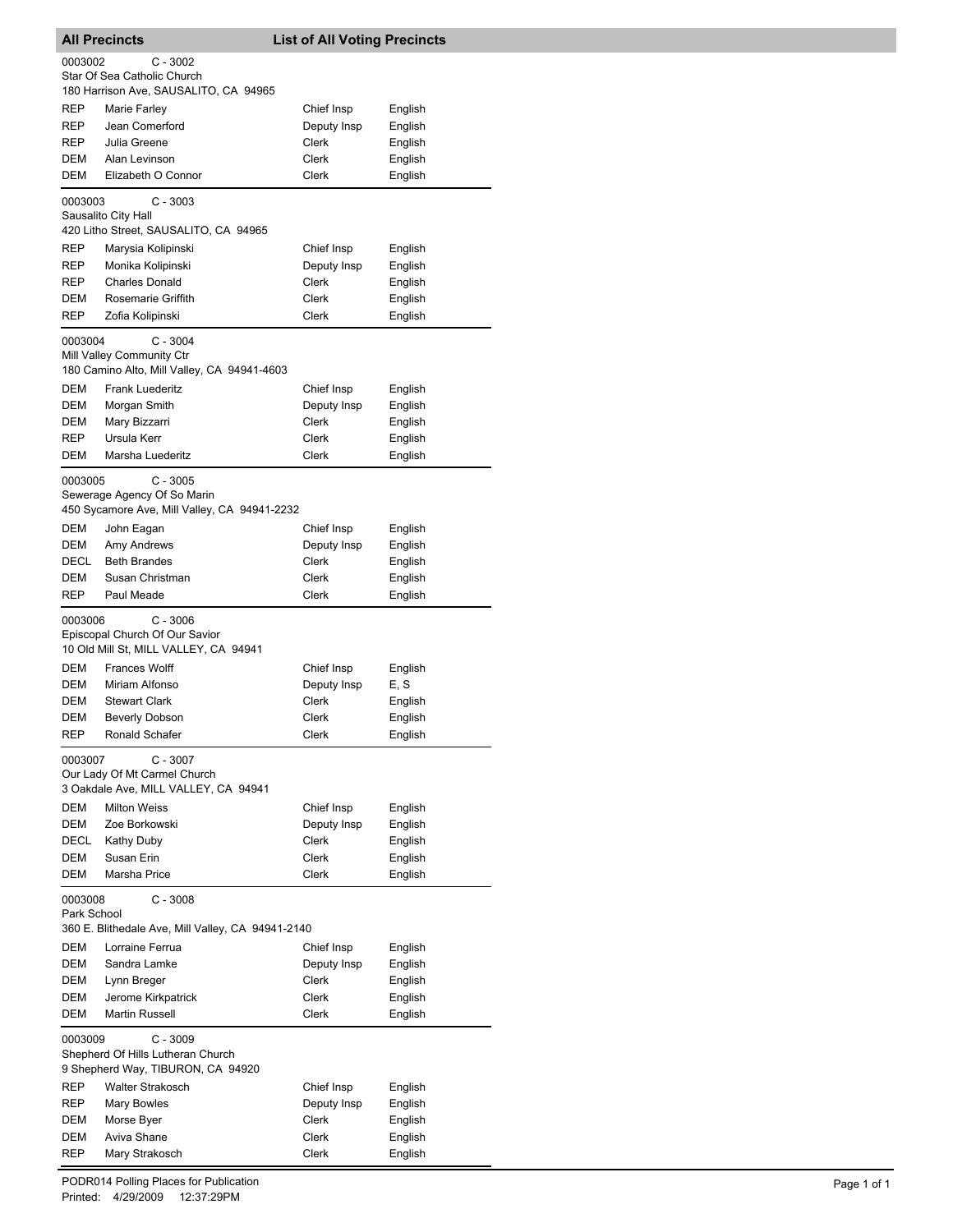## All Precincts — List of All Voting Precincts

**0003002** C - 3002
Star Of Sea Catholic Church
180 Harrison Ave, SAUSALITO, CA 94965

| | | | |
|---|---|---|---|
| REP | Marie Farley | Chief Insp | English |
| REP | Jean Comerford | Deputy Insp | English |
| REP | Julia Greene | Clerk | English |
| DEM | Alan Levinson | Clerk | English |
| DEM | Elizabeth O Connor | Clerk | English |

**0003003** C - 3003
Sausalito City Hall
420 Litho Street, SAUSALITO, CA 94965

| | | | |
|---|---|---|---|
| REP | Marysia Kolipinski | Chief Insp | English |
| REP | Monika Kolipinski | Deputy Insp | English |
| REP | Charles Donald | Clerk | English |
| DEM | Rosemarie Griffith | Clerk | English |
| REP | Zofia Kolipinski | Clerk | English |

**0003004** C - 3004
Mill Valley Community Ctr
180 Camino Alto, Mill Valley, CA 94941-4603

| | | | |
|---|---|---|---|
| DEM | Frank Luederitz | Chief Insp | English |
| DEM | Morgan Smith | Deputy Insp | English |
| DEM | Mary Bizzarri | Clerk | English |
| REP | Ursula Kerr | Clerk | English |
| DEM | Marsha Luederitz | Clerk | English |

**0003005** C - 3005
Sewerage Agency Of So Marin
450 Sycamore Ave, Mill Valley, CA 94941-2232

| | | | |
|---|---|---|---|
| DEM | John Eagan | Chief Insp | English |
| DEM | Amy Andrews | Deputy Insp | English |
| DECL | Beth Brandes | Clerk | English |
| DEM | Susan Christman | Clerk | English |
| REP | Paul Meade | Clerk | English |

**0003006** C - 3006
Episcopal Church Of Our Savior
10 Old Mill St, MILL VALLEY, CA 94941

| | | | |
|---|---|---|---|
| DEM | Frances Wolff | Chief Insp | English |
| DEM | Miriam Alfonso | Deputy Insp | E, S |
| DEM | Stewart Clark | Clerk | English |
| DEM | Beverly Dobson | Clerk | English |
| REP | Ronald Schafer | Clerk | English |

**0003007** C - 3007
Our Lady Of Mt Carmel Church
3 Oakdale Ave, MILL VALLEY, CA 94941

| | | | |
|---|---|---|---|
| DEM | Milton Weiss | Chief Insp | English |
| DEM | Zoe Borkowski | Deputy Insp | English |
| DECL | Kathy Duby | Clerk | English |
| DEM | Susan Erin | Clerk | English |
| DEM | Marsha Price | Clerk | English |

**0003008** C - 3008
Park School
360 E. Blithedale Ave, Mill Valley, CA 94941-2140

| | | | |
|---|---|---|---|
| DEM | Lorraine Ferrua | Chief Insp | English |
| DEM | Sandra Lamke | Deputy Insp | English |
| DEM | Lynn Breger | Clerk | English |
| DEM | Jerome Kirkpatrick | Clerk | English |
| DEM | Martin Russell | Clerk | English |

**0003009** C - 3009
Shepherd Of Hills Lutheran Church
9 Shepherd Way, TIBURON, CA 94920

| | | | |
|---|---|---|---|
| REP | Walter Strakosch | Chief Insp | English |
| REP | Mary Bowles | Deputy Insp | English |
| DEM | Morse Byer | Clerk | English |
| DEM | Aviva Shane | Clerk | English |
| REP | Mary Strakosch | Clerk | English |

PODR014 Polling Places for Publication
Printed: 4/29/2009 12:37:29PM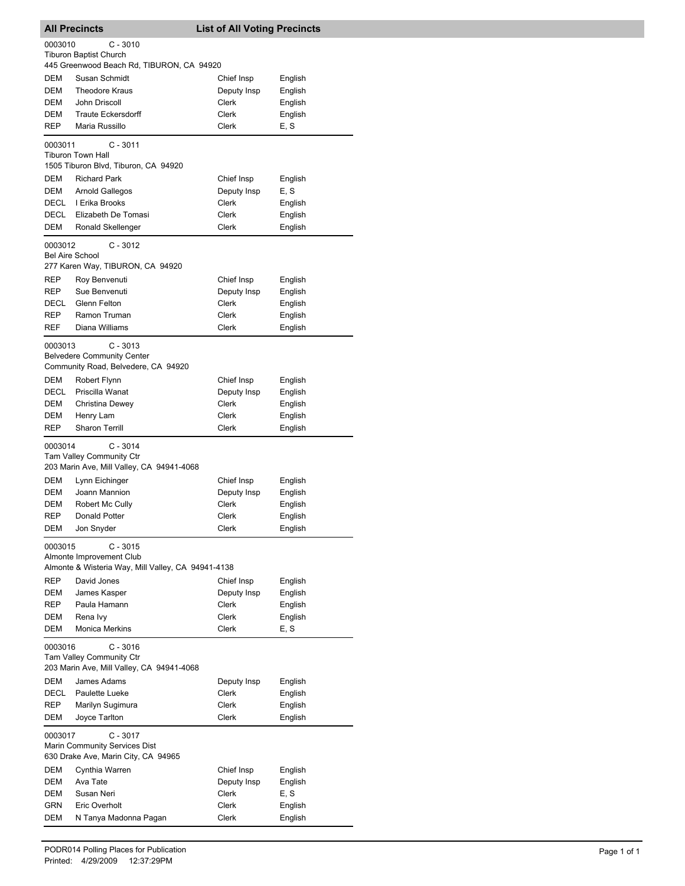## All Precincts — List of All Voting Precincts

**0003010 C - 3010**
Tiburon Baptist Church
445 Greenwood Beach Rd, TIBURON, CA 94920

| | | | |
|---|---|---|---|
| DEM | Susan Schmidt | Chief Insp | English |
| DEM | Theodore Kraus | Deputy Insp | English |
| DEM | John Driscoll | Clerk | English |
| DEM | Traute Eckersdorff | Clerk | English |
| REP | Maria Russillo | Clerk | E, S |

**0003011 C - 3011**
Tiburon Town Hall
1505 Tiburon Blvd, Tiburon, CA 94920

| | | | |
|---|---|---|---|
| DEM | Richard Park | Chief Insp | English |
| DEM | Arnold Gallegos | Deputy Insp | E, S |
| DECL | I Erika Brooks | Clerk | English |
| DECL | Elizabeth De Tomasi | Clerk | English |
| DEM | Ronald Skellenger | Clerk | English |

**0003012 C - 3012**
Bel Aire School
277 Karen Way, TIBURON, CA 94920

| | | | |
|---|---|---|---|
| REP | Roy Benvenuti | Chief Insp | English |
| REP | Sue Benvenuti | Deputy Insp | English |
| DECL | Glenn Felton | Clerk | English |
| REP | Ramon Truman | Clerk | English |
| REF | Diana Williams | Clerk | English |

**0003013 C - 3013**
Belvedere Community Center
Community Road, Belvedere, CA 94920

| | | | |
|---|---|---|---|
| DEM | Robert Flynn | Chief Insp | English |
| DECL | Priscilla Wanat | Deputy Insp | English |
| DEM | Christina Dewey | Clerk | English |
| DEM | Henry Lam | Clerk | English |
| REP | Sharon Terrill | Clerk | English |

**0003014 C - 3014**
Tam Valley Community Ctr
203 Marin Ave, Mill Valley, CA 94941-4068

| | | | |
|---|---|---|---|
| DEM | Lynn Eichinger | Chief Insp | English |
| DEM | Joann Mannion | Deputy Insp | English |
| DEM | Robert Mc Cully | Clerk | English |
| REP | Donald Potter | Clerk | English |
| DEM | Jon Snyder | Clerk | English |

**0003015 C - 3015**
Almonte Improvement Club
Almonte & Wisteria Way, Mill Valley, CA 94941-4138

| | | | |
|---|---|---|---|
| REP | David Jones | Chief Insp | English |
| DEM | James Kasper | Deputy Insp | English |
| REP | Paula Hamann | Clerk | English |
| DEM | Rena Ivy | Clerk | English |
| DEM | Monica Merkins | Clerk | E, S |

**0003016 C - 3016**
Tam Valley Community Ctr
203 Marin Ave, Mill Valley, CA 94941-4068

| | | | |
|---|---|---|---|
| DEM | James Adams | Deputy Insp | English |
| DECL | Paulette Lueke | Clerk | English |
| REP | Marilyn Sugimura | Clerk | English |
| DEM | Joyce Tarlton | Clerk | English |

**0003017 C - 3017**
Marin Community Services Dist
630 Drake Ave, Marin City, CA 94965

| | | | |
|---|---|---|---|
| DEM | Cynthia Warren | Chief Insp | English |
| DEM | Ava Tate | Deputy Insp | English |
| DEM | Susan Neri | Clerk | E, S |
| GRN | Eric Overholt | Clerk | English |
| DEM | N Tanya Madonna Pagan | Clerk | English |

PODR014 Polling Places for Publication
Printed: 4/29/2009 12:37:29PM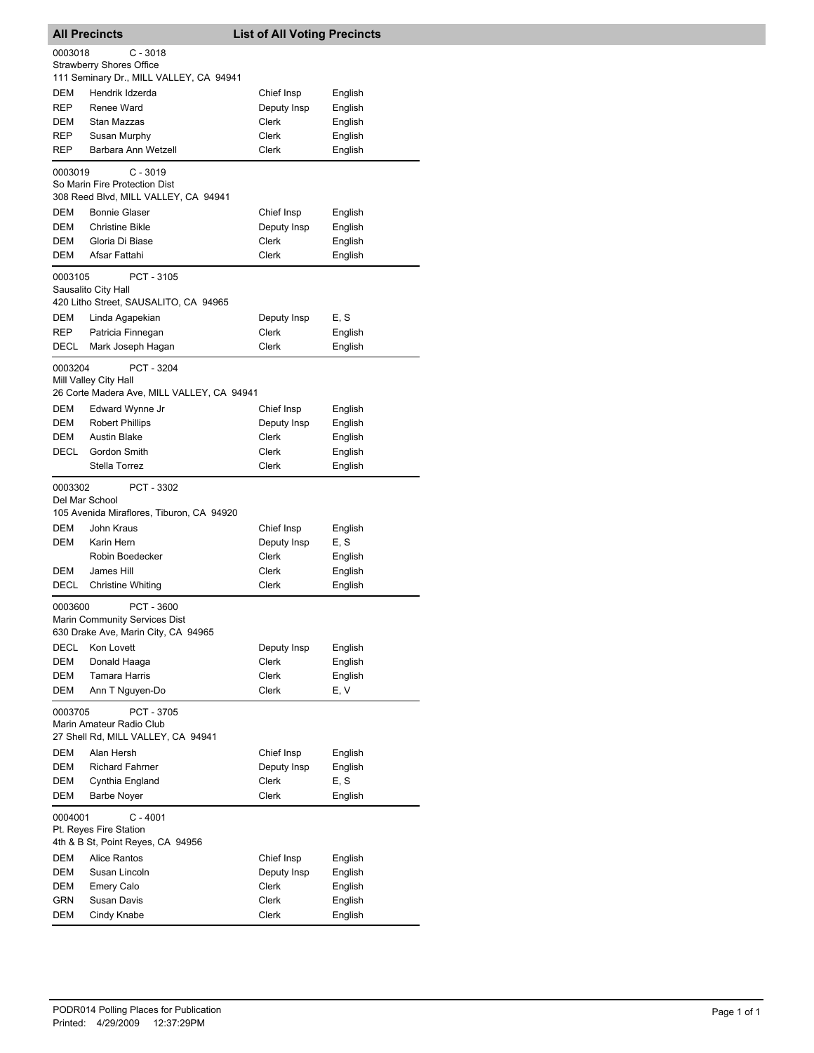## All Precincts — List of All Voting Precincts

**0003018** C - 3018
Strawberry Shores Office
111 Seminary Dr., MILL VALLEY, CA 94941

| Party | Name | Position | Language |
|---|---|---|---|
| DEM | Hendrik Idzerda | Chief Insp | English |
| REP | Renee Ward | Deputy Insp | English |
| DEM | Stan Mazzas | Clerk | English |
| REP | Susan Murphy | Clerk | English |
| REP | Barbara Ann Wetzell | Clerk | English |

**0003019** C - 3019
So Marin Fire Protection Dist
308 Reed Blvd, MILL VALLEY, CA 94941

| Party | Name | Position | Language |
|---|---|---|---|
| DEM | Bonnie Glaser | Chief Insp | English |
| DEM | Christine Bikle | Deputy Insp | English |
| DEM | Gloria Di Biase | Clerk | English |
| DEM | Afsar Fattahi | Clerk | English |

**0003105** PCT - 3105
Sausalito City Hall
420 Litho Street, SAUSALITO, CA 94965

| Party | Name | Position | Language |
|---|---|---|---|
| DEM | Linda Agapekian | Deputy Insp | E, S |
| REP | Patricia Finnegan | Clerk | English |
| DECL | Mark Joseph Hagan | Clerk | English |

**0003204** PCT - 3204
Mill Valley City Hall
26 Corte Madera Ave, MILL VALLEY, CA 94941

| Party | Name | Position | Language |
|---|---|---|---|
| DEM | Edward Wynne Jr | Chief Insp | English |
| DEM | Robert Phillips | Deputy Insp | English |
| DEM | Austin Blake | Clerk | English |
| DECL | Gordon Smith | Clerk | English |
| | Stella Torrez | Clerk | English |

**0003302** PCT - 3302
Del Mar School
105 Avenida Miraflores, Tiburon, CA 94920

| Party | Name | Position | Language |
|---|---|---|---|
| DEM | John Kraus | Chief Insp | English |
| DEM | Karin Hern | Deputy Insp | E, S |
| | Robin Boedecker | Clerk | English |
| DEM | James Hill | Clerk | English |
| DECL | Christine Whiting | Clerk | English |

**0003600** PCT - 3600
Marin Community Services Dist
630 Drake Ave, Marin City, CA 94965

| Party | Name | Position | Language |
|---|---|---|---|
| DECL | Kon Lovett | Deputy Insp | English |
| DEM | Donald Haaga | Clerk | English |
| DEM | Tamara Harris | Clerk | English |
| DEM | Ann T Nguyen-Do | Clerk | E, V |

**0003705** PCT - 3705
Marin Amateur Radio Club
27 Shell Rd, MILL VALLEY, CA 94941

| Party | Name | Position | Language |
|---|---|---|---|
| DEM | Alan Hersh | Chief Insp | English |
| DEM | Richard Fahrner | Deputy Insp | English |
| DEM | Cynthia England | Clerk | E, S |
| DEM | Barbe Noyer | Clerk | English |

**0004001** C - 4001
Pt. Reyes Fire Station
4th & B St, Point Reyes, CA 94956

| Party | Name | Position | Language |
|---|---|---|---|
| DEM | Alice Rantos | Chief Insp | English |
| DEM | Susan Lincoln | Deputy Insp | English |
| DEM | Emery Calo | Clerk | English |
| GRN | Susan Davis | Clerk | English |
| DEM | Cindy Knabe | Clerk | English |

PODR014 Polling Places for Publication
Printed: 4/29/2009 12:37:29PM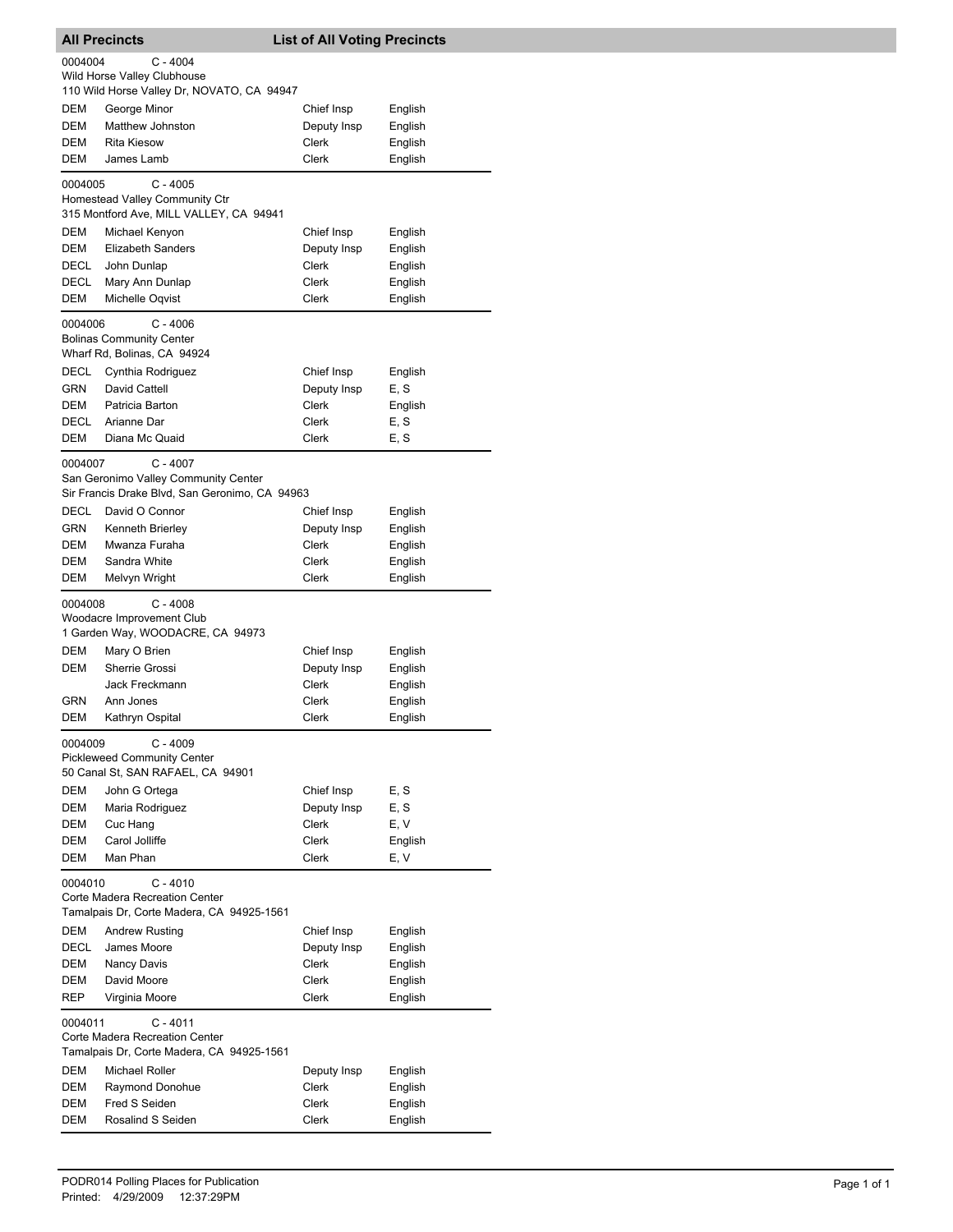## All Precincts — List of All Voting Precincts

**0004004** C - 4004
Wild Horse Valley Clubhouse
110 Wild Horse Valley Dr, NOVATO, CA 94947

| | | | |
|---|---|---|---|
| DEM | George Minor | Chief Insp | English |
| DEM | Matthew Johnston | Deputy Insp | English |
| DEM | Rita Kiesow | Clerk | English |
| DEM | James Lamb | Clerk | English |

**0004005** C - 4005
Homestead Valley Community Ctr
315 Montford Ave, MILL VALLEY, CA 94941

| | | | |
|---|---|---|---|
| DEM | Michael Kenyon | Chief Insp | English |
| DEM | Elizabeth Sanders | Deputy Insp | English |
| DECL | John Dunlap | Clerk | English |
| DECL | Mary Ann Dunlap | Clerk | English |
| DEM | Michelle Oqvist | Clerk | English |

**0004006** C - 4006
Bolinas Community Center
Wharf Rd, Bolinas, CA 94924

| | | | |
|---|---|---|---|
| DECL | Cynthia Rodriguez | Chief Insp | English |
| GRN | David Cattell | Deputy Insp | E, S |
| DEM | Patricia Barton | Clerk | English |
| DECL | Arianne Dar | Clerk | E, S |
| DEM | Diana Mc Quaid | Clerk | E, S |

**0004007** C - 4007
San Geronimo Valley Community Center
Sir Francis Drake Blvd, San Geronimo, CA 94963

| | | | |
|---|---|---|---|
| DECL | David O Connor | Chief Insp | English |
| GRN | Kenneth Brierley | Deputy Insp | English |
| DEM | Mwanza Furaha | Clerk | English |
| DEM | Sandra White | Clerk | English |
| DEM | Melvyn Wright | Clerk | English |

**0004008** C - 4008
Woodacre Improvement Club
1 Garden Way, WOODACRE, CA 94973

| | | | |
|---|---|---|---|
| DEM | Mary O Brien | Chief Insp | English |
| DEM | Sherrie Grossi | Deputy Insp | English |
| | Jack Freckmann | Clerk | English |
| GRN | Ann Jones | Clerk | English |
| DEM | Kathryn Ospital | Clerk | English |

**0004009** C - 4009
Pickleweed Community Center
50 Canal St, SAN RAFAEL, CA 94901

| | | | |
|---|---|---|---|
| DEM | John G Ortega | Chief Insp | E, S |
| DEM | Maria Rodriguez | Deputy Insp | E, S |
| DEM | Cuc Hang | Clerk | E, V |
| DEM | Carol Jolliffe | Clerk | English |
| DEM | Man Phan | Clerk | E, V |

**0004010** C - 4010
Corte Madera Recreation Center
Tamalpais Dr, Corte Madera, CA 94925-1561

| | | | |
|---|---|---|---|
| DEM | Andrew Rusting | Chief Insp | English |
| DECL | James Moore | Deputy Insp | English |
| DEM | Nancy Davis | Clerk | English |
| DEM | David Moore | Clerk | English |
| REP | Virginia Moore | Clerk | English |

**0004011** C - 4011
Corte Madera Recreation Center
Tamalpais Dr, Corte Madera, CA 94925-1561

| | | | |
|---|---|---|---|
| DEM | Michael Roller | Deputy Insp | English |
| DEM | Raymond Donohue | Clerk | English |
| DEM | Fred S Seiden | Clerk | English |
| DEM | Rosalind S Seiden | Clerk | English |

PODR014 Polling Places for Publication
Printed: 4/29/2009 12:37:29PM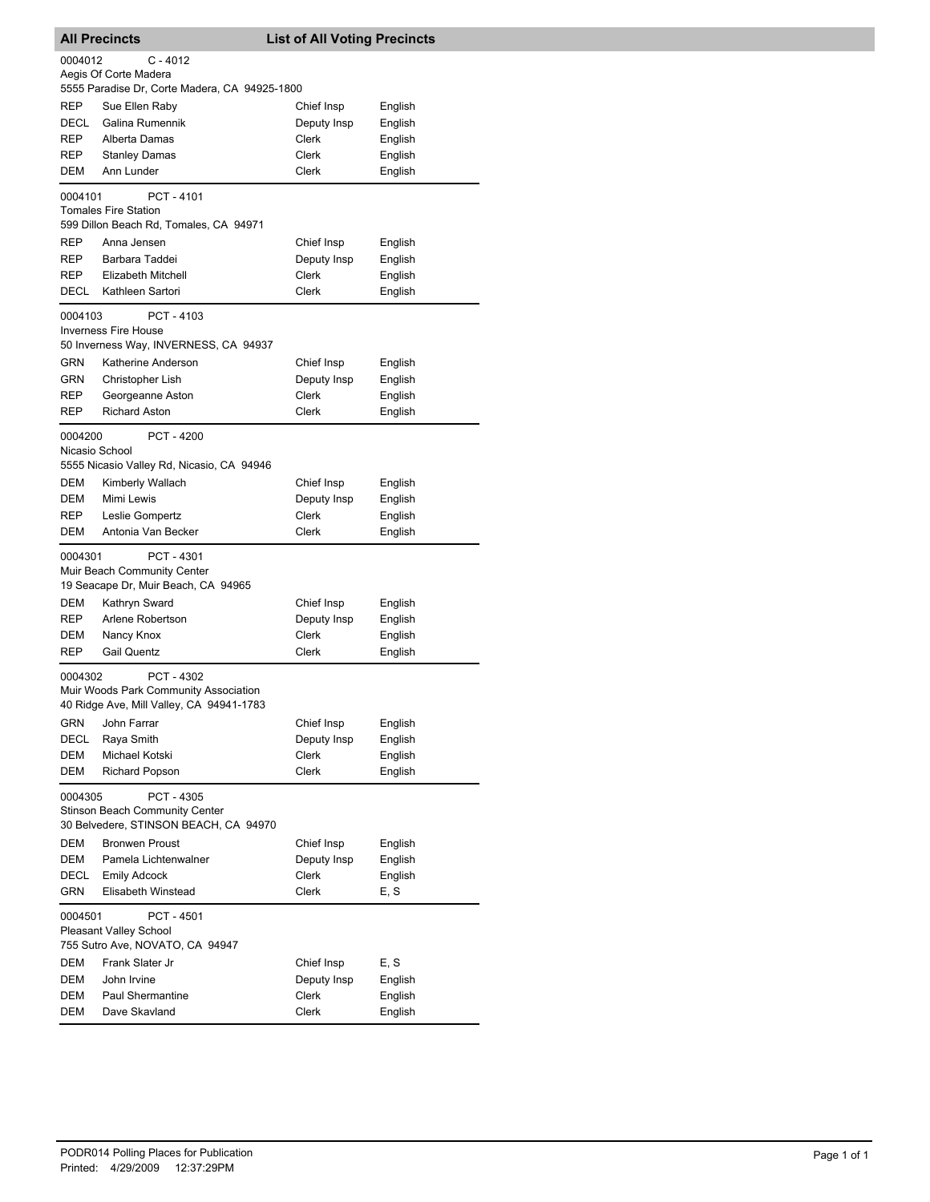## All Precincts — List of All Voting Precincts

**0004012** C - 4012
Aegis Of Corte Madera
5555 Paradise Dr, Corte Madera, CA 94925-1800

| | | | |
|---|---|---|---|
| REP | Sue Ellen Raby | Chief Insp | English |
| DECL | Galina Rumennik | Deputy Insp | English |
| REP | Alberta Damas | Clerk | English |
| REP | Stanley Damas | Clerk | English |
| DEM | Ann Lunder | Clerk | English |

**0004101** PCT - 4101
Tomales Fire Station
599 Dillon Beach Rd, Tomales, CA 94971

| | | | |
|---|---|---|---|
| REP | Anna Jensen | Chief Insp | English |
| REP | Barbara Taddei | Deputy Insp | English |
| REP | Elizabeth Mitchell | Clerk | English |
| DECL | Kathleen Sartori | Clerk | English |

**0004103** PCT - 4103
Inverness Fire House
50 Inverness Way, INVERNESS, CA 94937

| | | | |
|---|---|---|---|
| GRN | Katherine Anderson | Chief Insp | English |
| GRN | Christopher Lish | Deputy Insp | English |
| REP | Georgeanne Aston | Clerk | English |
| REP | Richard Aston | Clerk | English |

**0004200** PCT - 4200
Nicasio School
5555 Nicasio Valley Rd, Nicasio, CA 94946

| | | | |
|---|---|---|---|
| DEM | Kimberly Wallach | Chief Insp | English |
| DEM | Mimi Lewis | Deputy Insp | English |
| REP | Leslie Gompertz | Clerk | English |
| DEM | Antonia Van Becker | Clerk | English |

**0004301** PCT - 4301
Muir Beach Community Center
19 Seacape Dr, Muir Beach, CA 94965

| | | | |
|---|---|---|---|
| DEM | Kathryn Sward | Chief Insp | English |
| REP | Arlene Robertson | Deputy Insp | English |
| DEM | Nancy Knox | Clerk | English |
| REP | Gail Quentz | Clerk | English |

**0004302** PCT - 4302
Muir Woods Park Community Association
40 Ridge Ave, Mill Valley, CA 94941-1783

| | | | |
|---|---|---|---|
| GRN | John Farrar | Chief Insp | English |
| DECL | Raya Smith | Deputy Insp | English |
| DEM | Michael Kotski | Clerk | English |
| DEM | Richard Popson | Clerk | English |

**0004305** PCT - 4305
Stinson Beach Community Center
30 Belvedere, STINSON BEACH, CA 94970

| | | | |
|---|---|---|---|
| DEM | Bronwen Proust | Chief Insp | English |
| DEM | Pamela Lichtenwalner | Deputy Insp | English |
| DECL | Emily Adcock | Clerk | English |
| GRN | Elisabeth Winstead | Clerk | E, S |

**0004501** PCT - 4501
Pleasant Valley School
755 Sutro Ave, NOVATO, CA 94947

| | | | |
|---|---|---|---|
| DEM | Frank Slater Jr | Chief Insp | E, S |
| DEM | John Irvine | Deputy Insp | English |
| DEM | Paul Shermantine | Clerk | English |
| DEM | Dave Skavland | Clerk | English |

PODR014 Polling Places for Publication
Printed: 4/29/2009 12:37:29PM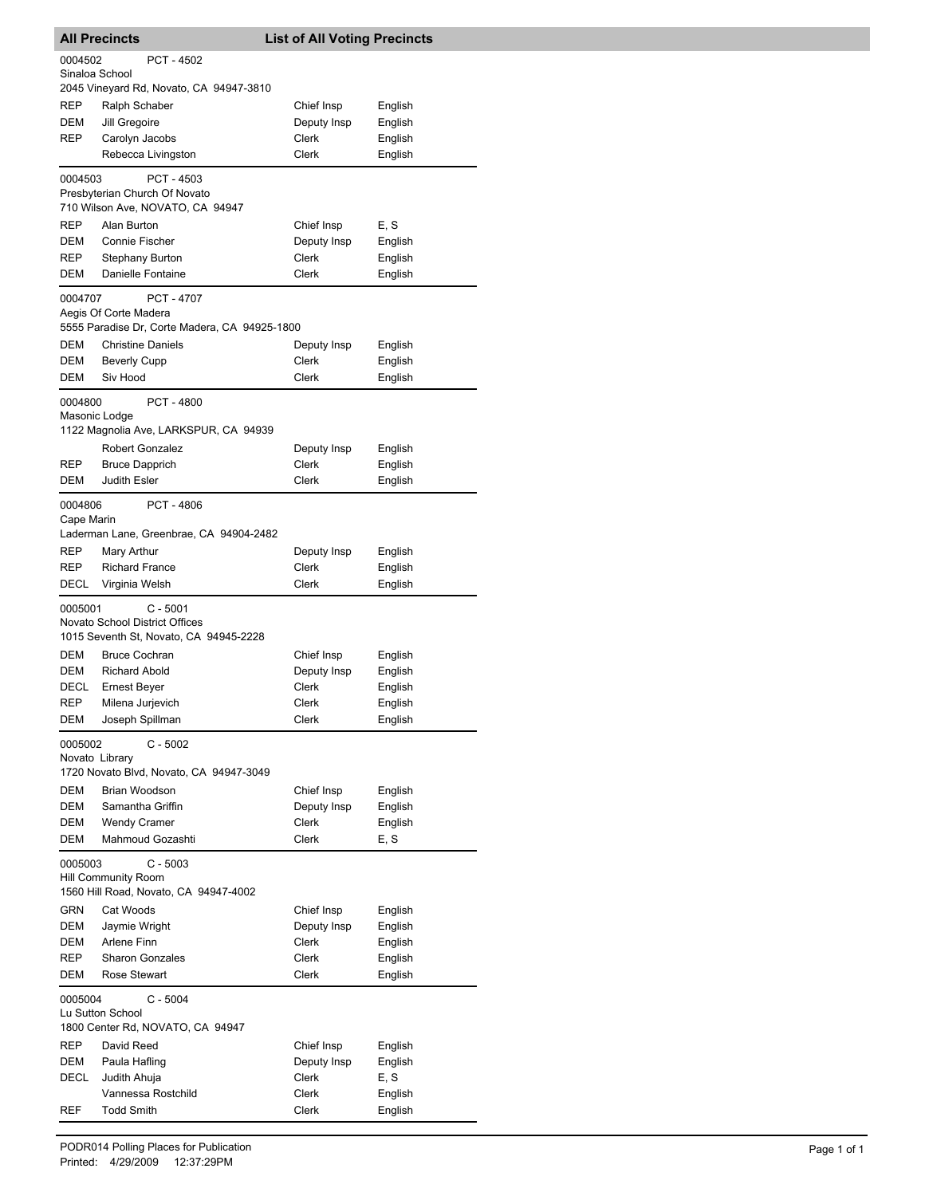## All Precincts — List of All Voting Precincts

**0004502** PCT - 4502
Sinaloa School
2045 Vineyard Rd, Novato, CA 94947-3810

| | | | |
|---|---|---|---|
| REP | Ralph Schaber | Chief Insp | English |
| DEM | Jill Gregoire | Deputy Insp | English |
| REP | Carolyn Jacobs | Clerk | English |
| | Rebecca Livingston | Clerk | English |

**0004503** PCT - 4503
Presbyterian Church Of Novato
710 Wilson Ave, NOVATO, CA 94947

| | | | |
|---|---|---|---|
| REP | Alan Burton | Chief Insp | E, S |
| DEM | Connie Fischer | Deputy Insp | English |
| REP | Stephany Burton | Clerk | English |
| DEM | Danielle Fontaine | Clerk | English |

**0004707** PCT - 4707
Aegis Of Corte Madera
5555 Paradise Dr, Corte Madera, CA 94925-1800

| | | | |
|---|---|---|---|
| DEM | Christine Daniels | Deputy Insp | English |
| DEM | Beverly Cupp | Clerk | English |
| DEM | Siv Hood | Clerk | English |

**0004800** PCT - 4800
Masonic Lodge
1122 Magnolia Ave, LARKSPUR, CA 94939

| | | | |
|---|---|---|---|
| | Robert Gonzalez | Deputy Insp | English |
| REP | Bruce Dapprich | Clerk | English |
| DEM | Judith Esler | Clerk | English |

**0004806** PCT - 4806
Cape Marin
Laderman Lane, Greenbrae, CA 94904-2482

| | | | |
|---|---|---|---|
| REP | Mary Arthur | Deputy Insp | English |
| REP | Richard France | Clerk | English |
| DECL | Virginia Welsh | Clerk | English |

**0005001** C - 5001
Novato School District Offices
1015 Seventh St, Novato, CA 94945-2228

| | | | |
|---|---|---|---|
| DEM | Bruce Cochran | Chief Insp | English |
| DEM | Richard Abold | Deputy Insp | English |
| DECL | Ernest Beyer | Clerk | English |
| REP | Milena Jurjevich | Clerk | English |
| DEM | Joseph Spillman | Clerk | English |

**0005002** C - 5002
Novato Library
1720 Novato Blvd, Novato, CA 94947-3049

| | | | |
|---|---|---|---|
| DEM | Brian Woodson | Chief Insp | English |
| DEM | Samantha Griffin | Deputy Insp | English |
| DEM | Wendy Cramer | Clerk | English |
| DEM | Mahmoud Gozashti | Clerk | E, S |

**0005003** C - 5003
Hill Community Room
1560 Hill Road, Novato, CA 94947-4002

| | | | |
|---|---|---|---|
| GRN | Cat Woods | Chief Insp | English |
| DEM | Jaymie Wright | Deputy Insp | English |
| DEM | Arlene Finn | Clerk | English |
| REP | Sharon Gonzales | Clerk | English |
| DEM | Rose Stewart | Clerk | English |

**0005004** C - 5004
Lu Sutton School
1800 Center Rd, NOVATO, CA 94947

| | | | |
|---|---|---|---|
| REP | David Reed | Chief Insp | English |
| DEM | Paula Hafling | Deputy Insp | English |
| DECL | Judith Ahuja | Clerk | E, S |
| | Vannessa Rostchild | Clerk | English |
| REF | Todd Smith | Clerk | English |

PODR014 Polling Places for Publication
Printed: 4/29/2009 12:37:29PM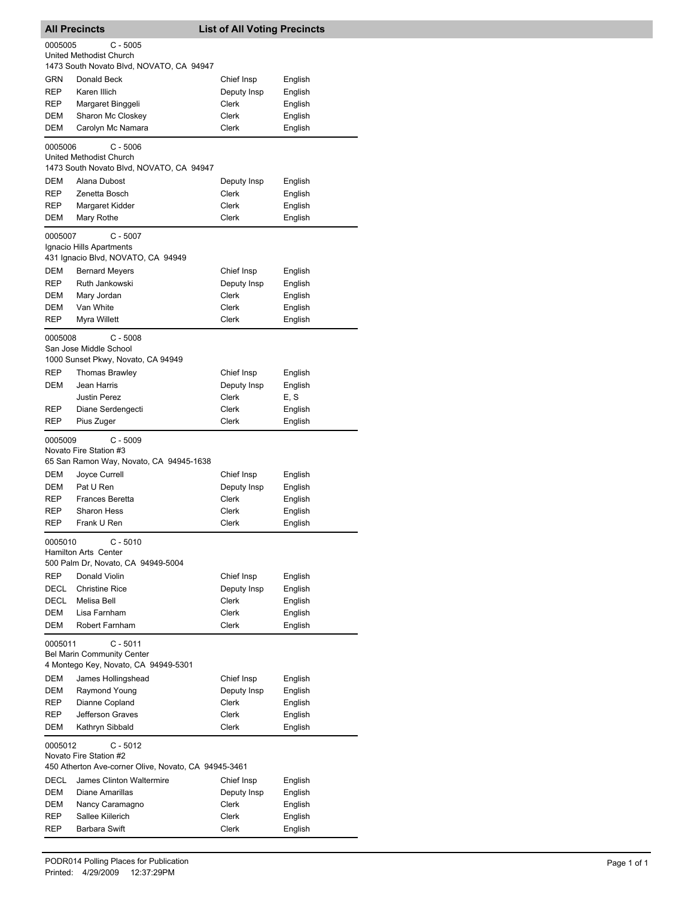## All Precincts — List of All Voting Precincts

**0005005 C - 5005**
United Methodist Church
1473 South Novato Blvd, NOVATO, CA 94947

| Party | Name | Position | Language |
|---|---|---|---|
| GRN | Donald Beck | Chief Insp | English |
| REP | Karen Illich | Deputy Insp | English |
| REP | Margaret Binggeli | Clerk | English |
| DEM | Sharon Mc Closkey | Clerk | English |
| DEM | Carolyn Mc Namara | Clerk | English |

**0005006 C - 5006**
United Methodist Church
1473 South Novato Blvd, NOVATO, CA 94947

| Party | Name | Position | Language |
|---|---|---|---|
| DEM | Alana Dubost | Deputy Insp | English |
| REP | Zenetta Bosch | Clerk | English |
| REP | Margaret Kidder | Clerk | English |
| DEM | Mary Rothe | Clerk | English |

**0005007 C - 5007**
Ignacio Hills Apartments
431 Ignacio Blvd, NOVATO, CA 94949

| Party | Name | Position | Language |
|---|---|---|---|
| DEM | Bernard Meyers | Chief Insp | English |
| REP | Ruth Jankowski | Deputy Insp | English |
| DEM | Mary Jordan | Clerk | English |
| DEM | Van White | Clerk | English |
| REP | Myra Willett | Clerk | English |

**0005008 C - 5008**
San Jose Middle School
1000 Sunset Pkwy, Novato, CA 94949

| Party | Name | Position | Language |
|---|---|---|---|
| REP | Thomas Brawley | Chief Insp | English |
| DEM | Jean Harris | Deputy Insp | English |
| | Justin Perez | Clerk | E, S |
| REP | Diane Serdengecti | Clerk | English |
| REP | Pius Zuger | Clerk | English |

**0005009 C - 5009**
Novato Fire Station #3
65 San Ramon Way, Novato, CA 94945-1638

| Party | Name | Position | Language |
|---|---|---|---|
| DEM | Joyce Currell | Chief Insp | English |
| DEM | Pat U Ren | Deputy Insp | English |
| REP | Frances Beretta | Clerk | English |
| REP | Sharon Hess | Clerk | English |
| REP | Frank U Ren | Clerk | English |

**0005010 C - 5010**
Hamilton Arts Center
500 Palm Dr, Novato, CA 94949-5004

| Party | Name | Position | Language |
|---|---|---|---|
| REP | Donald Violin | Chief Insp | English |
| DECL | Christine Rice | Deputy Insp | English |
| DECL | Melisa Bell | Clerk | English |
| DEM | Lisa Farnham | Clerk | English |
| DEM | Robert Farnham | Clerk | English |

**0005011 C - 5011**
Bel Marin Community Center
4 Montego Key, Novato, CA 94949-5301

| Party | Name | Position | Language |
|---|---|---|---|
| DEM | James Hollingshead | Chief Insp | English |
| DEM | Raymond Young | Deputy Insp | English |
| REP | Dianne Copland | Clerk | English |
| REP | Jefferson Graves | Clerk | English |
| DEM | Kathryn Sibbald | Clerk | English |

**0005012 C - 5012**
Novato Fire Station #2
450 Atherton Ave-corner Olive, Novato, CA 94945-3461

| Party | Name | Position | Language |
|---|---|---|---|
| DECL | James Clinton Waltermire | Chief Insp | English |
| DEM | Diane Amarillas | Deputy Insp | English |
| DEM | Nancy Caramagno | Clerk | English |
| REP | Sallee Kiilerich | Clerk | English |
| REP | Barbara Swift | Clerk | English |

PODR014 Polling Places for Publication
Printed: 4/29/2009 12:37:29PM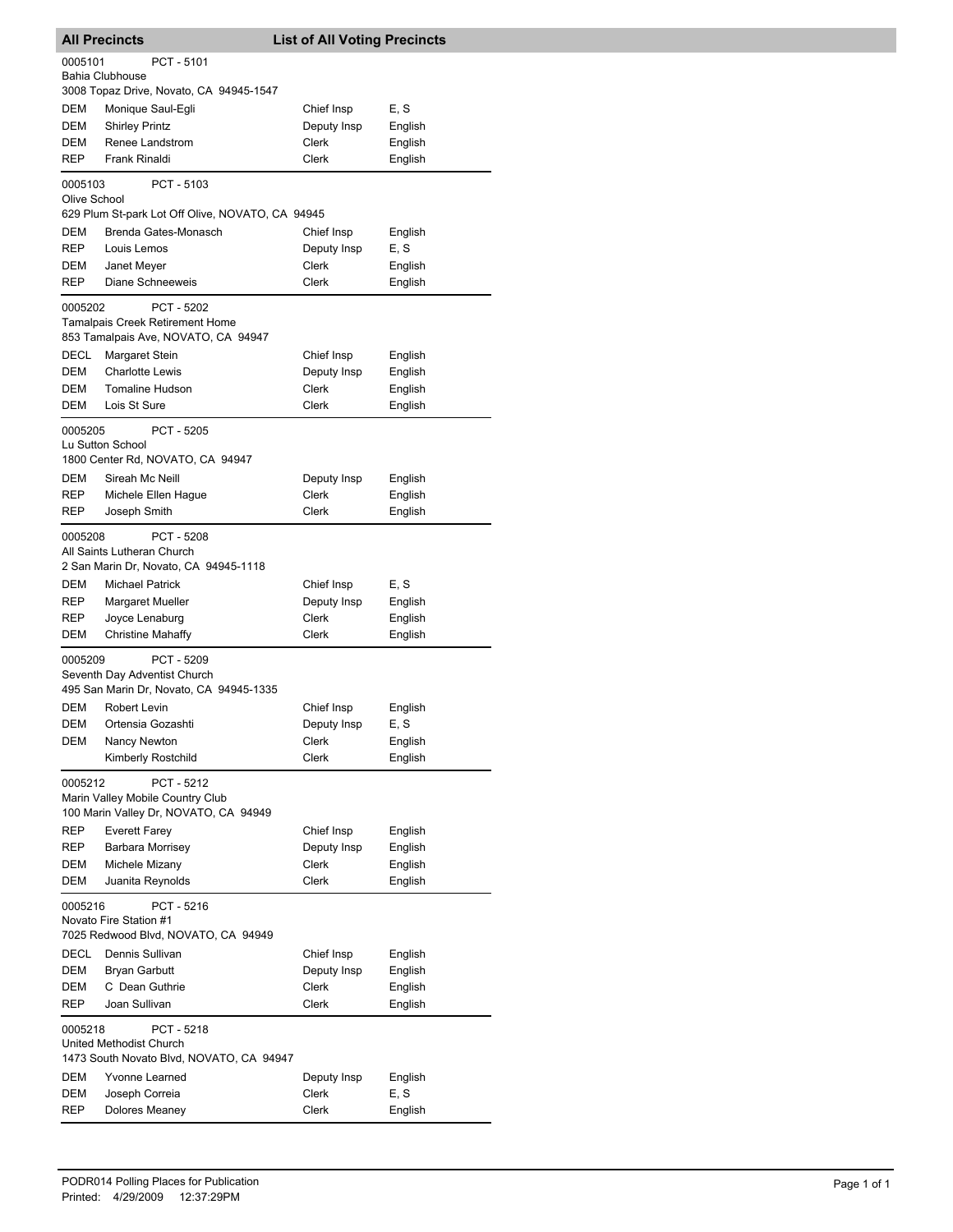## All Precincts — List of All Voting Precincts

**0005101** PCT - 5101
Bahia Clubhouse
3008 Topaz Drive, Novato, CA 94945-1547

| | | | |
|---|---|---|---|
| DEM | Monique Saul-Egli | Chief Insp | E, S |
| DEM | Shirley Printz | Deputy Insp | English |
| DEM | Renee Landstrom | Clerk | English |
| REP | Frank Rinaldi | Clerk | English |

**0005103** PCT - 5103
Olive School
629 Plum St-park Lot Off Olive, NOVATO, CA 94945

| | | | |
|---|---|---|---|
| DEM | Brenda Gates-Monasch | Chief Insp | English |
| REP | Louis Lemos | Deputy Insp | E, S |
| DEM | Janet Meyer | Clerk | English |
| REP | Diane Schneeweis | Clerk | English |

**0005202** PCT - 5202
Tamalpais Creek Retirement Home
853 Tamalpais Ave, NOVATO, CA 94947

| | | | |
|---|---|---|---|
| DECL | Margaret Stein | Chief Insp | English |
| DEM | Charlotte Lewis | Deputy Insp | English |
| DEM | Tomaline Hudson | Clerk | English |
| DEM | Lois St Sure | Clerk | English |

**0005205** PCT - 5205
Lu Sutton School
1800 Center Rd, NOVATO, CA 94947

| | | | |
|---|---|---|---|
| DEM | Sireah Mc Neill | Deputy Insp | English |
| REP | Michele Ellen Hague | Clerk | English |
| REP | Joseph Smith | Clerk | English |

**0005208** PCT - 5208
All Saints Lutheran Church
2 San Marin Dr, Novato, CA 94945-1118

| | | | |
|---|---|---|---|
| DEM | Michael Patrick | Chief Insp | E, S |
| REP | Margaret Mueller | Deputy Insp | English |
| REP | Joyce Lenaburg | Clerk | English |
| DEM | Christine Mahaffy | Clerk | English |

**0005209** PCT - 5209
Seventh Day Adventist Church
495 San Marin Dr, Novato, CA 94945-1335

| | | | |
|---|---|---|---|
| DEM | Robert Levin | Chief Insp | English |
| DEM | Ortensia Gozashti | Deputy Insp | E, S |
| DEM | Nancy Newton | Clerk | English |
| | Kimberly Rostchild | Clerk | English |

**0005212** PCT - 5212
Marin Valley Mobile Country Club
100 Marin Valley Dr, NOVATO, CA 94949

| | | | |
|---|---|---|---|
| REP | Everett Farey | Chief Insp | English |
| REP | Barbara Morrisey | Deputy Insp | English |
| DEM | Michele Mizany | Clerk | English |
| DEM | Juanita Reynolds | Clerk | English |

**0005216** PCT - 5216
Novato Fire Station #1
7025 Redwood Blvd, NOVATO, CA 94949

| | | | |
|---|---|---|---|
| DECL | Dennis Sullivan | Chief Insp | English |
| DEM | Bryan Garbutt | Deputy Insp | English |
| DEM | C Dean Guthrie | Clerk | English |
| REP | Joan Sullivan | Clerk | English |

**0005218** PCT - 5218
United Methodist Church
1473 South Novato Blvd, NOVATO, CA 94947

| | | | |
|---|---|---|---|
| DEM | Yvonne Learned | Deputy Insp | English |
| DEM | Joseph Correia | Clerk | E, S |
| REP | Dolores Meaney | Clerk | English |

PODR014 Polling Places for Publication
Printed: 4/29/2009 12:37:29PM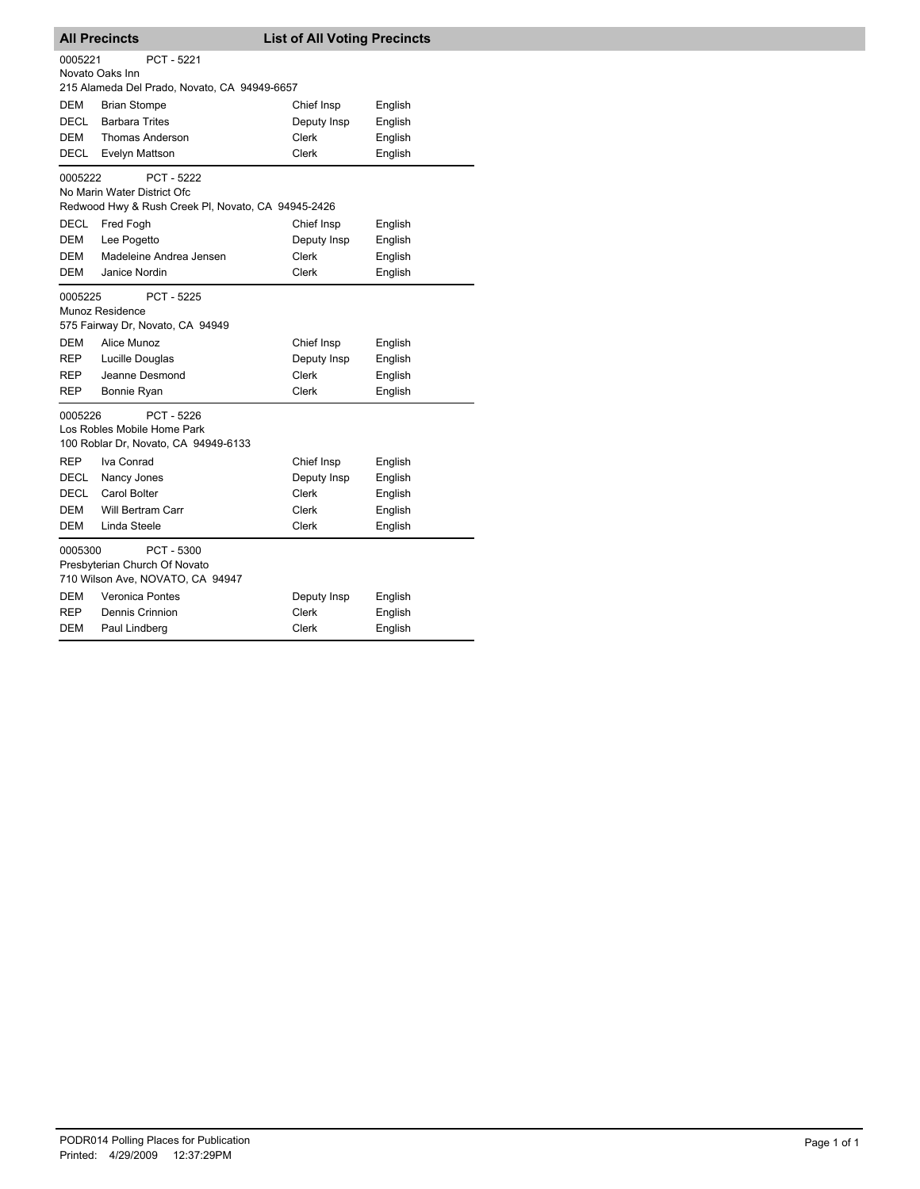## All Precincts — List of All Voting Precincts

**0005221** PCT - 5221
Novato Oaks Inn
215 Alameda Del Prado, Novato, CA 94949-6657

| | | | |
|---|---|---|---|
| DEM | Brian Stompe | Chief Insp | English |
| DECL | Barbara Trites | Deputy Insp | English |
| DEM | Thomas Anderson | Clerk | English |
| DECL | Evelyn Mattson | Clerk | English |

**0005222** PCT - 5222
No Marin Water District Ofc
Redwood Hwy & Rush Creek Pl, Novato, CA 94945-2426

| | | | |
|---|---|---|---|
| DECL | Fred Fogh | Chief Insp | English |
| DEM | Lee Pogetto | Deputy Insp | English |
| DEM | Madeleine Andrea Jensen | Clerk | English |
| DEM | Janice Nordin | Clerk | English |

**0005225** PCT - 5225
Munoz Residence
575 Fairway Dr, Novato, CA 94949

| | | | |
|---|---|---|---|
| DEM | Alice Munoz | Chief Insp | English |
| REP | Lucille Douglas | Deputy Insp | English |
| REP | Jeanne Desmond | Clerk | English |
| REP | Bonnie Ryan | Clerk | English |

**0005226** PCT - 5226
Los Robles Mobile Home Park
100 Roblar Dr, Novato, CA 94949-6133

| | | | |
|---|---|---|---|
| REP | Iva Conrad | Chief Insp | English |
| DECL | Nancy Jones | Deputy Insp | English |
| DECL | Carol Bolter | Clerk | English |
| DEM | Will Bertram Carr | Clerk | English |
| DEM | Linda Steele | Clerk | English |

**0005300** PCT - 5300
Presbyterian Church Of Novato
710 Wilson Ave, NOVATO, CA 94947

| | | | |
|---|---|---|---|
| DEM | Veronica Pontes | Deputy Insp | English |
| REP | Dennis Crinnion | Clerk | English |
| DEM | Paul Lindberg | Clerk | English |

PODR014 Polling Places for Publication
Printed: 4/29/2009 12:37:29PM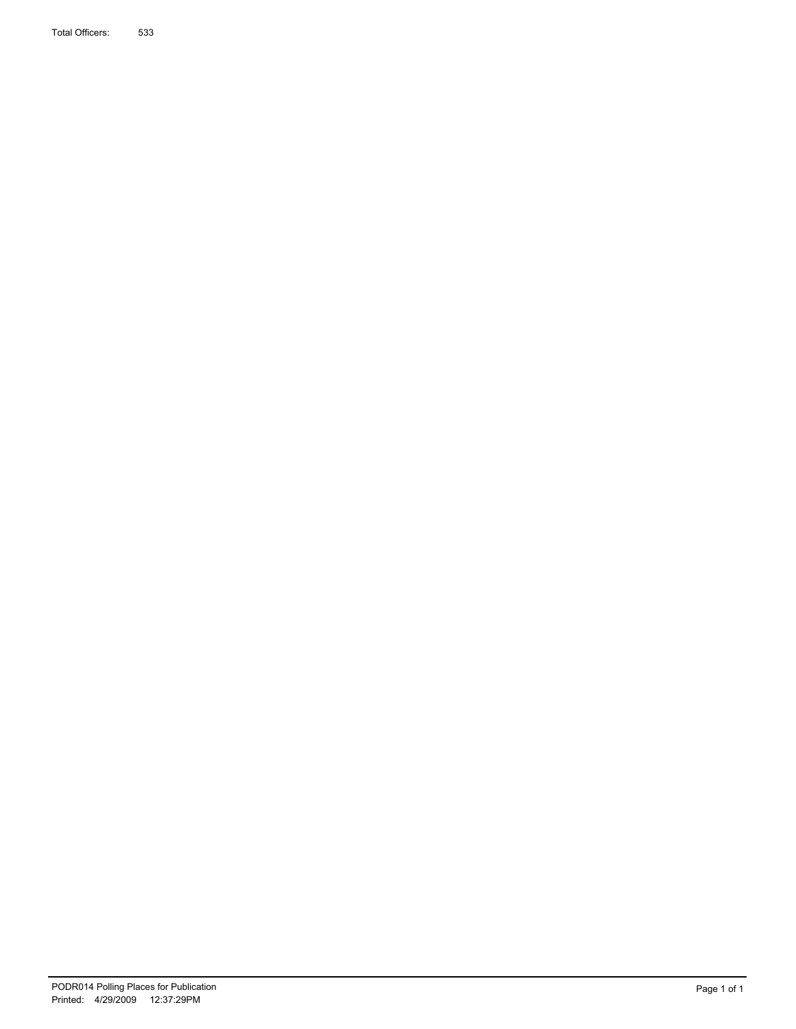Total Officers: 533